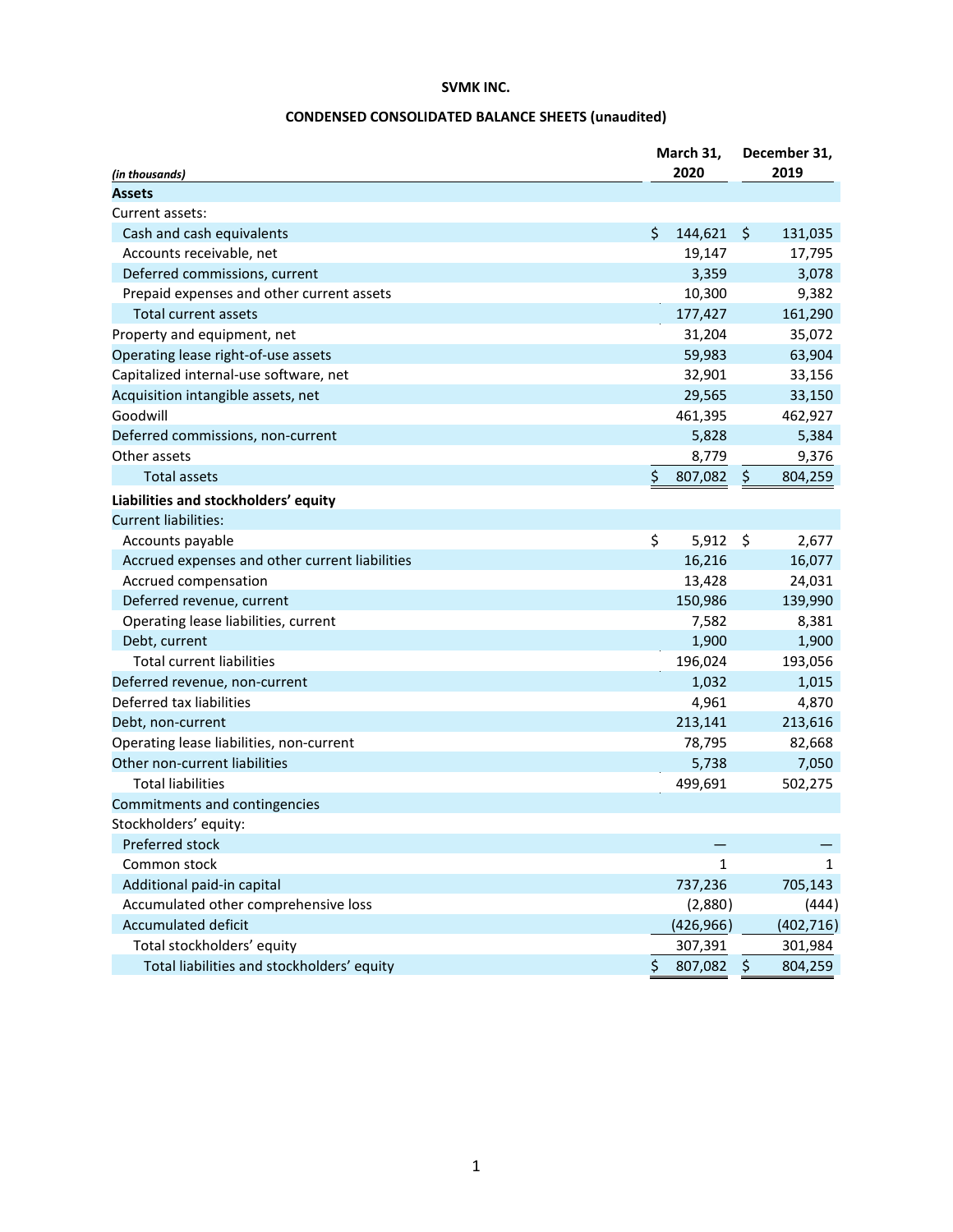**SVMK INC.**

**CONDENSED CONSOLIDATED BALANCE SHEETS (unaudited)**

| *(in thousands)* | March 31, 2020 | December 31, 2019 |
|---|---|---|
| **Assets** | | |
| Current assets: | | |
| Cash and cash equivalents | $ 144,621 | $ 131,035 |
| Accounts receivable, net | 19,147 | 17,795 |
| Deferred commissions, current | 3,359 | 3,078 |
| Prepaid expenses and other current assets | 10,300 | 9,382 |
| Total current assets | 177,427 | 161,290 |
| Property and equipment, net | 31,204 | 35,072 |
| Operating lease right-of-use assets | 59,983 | 63,904 |
| Capitalized internal-use software, net | 32,901 | 33,156 |
| Acquisition intangible assets, net | 29,565 | 33,150 |
| Goodwill | 461,395 | 462,927 |
| Deferred commissions, non-current | 5,828 | 5,384 |
| Other assets | 8,779 | 9,376 |
| Total assets | $ 807,082 | $ 804,259 |
| **Liabilities and stockholders' equity** | | |
| Current liabilities: | | |
| Accounts payable | $ 5,912 | $ 2,677 |
| Accrued expenses and other current liabilities | 16,216 | 16,077 |
| Accrued compensation | 13,428 | 24,031 |
| Deferred revenue, current | 150,986 | 139,990 |
| Operating lease liabilities, current | 7,582 | 8,381 |
| Debt, current | 1,900 | 1,900 |
| Total current liabilities | 196,024 | 193,056 |
| Deferred revenue, non-current | 1,032 | 1,015 |
| Deferred tax liabilities | 4,961 | 4,870 |
| Debt, non-current | 213,141 | 213,616 |
| Operating lease liabilities, non-current | 78,795 | 82,668 |
| Other non-current liabilities | 5,738 | 7,050 |
| Total liabilities | 499,691 | 502,275 |
| Commitments and contingencies | | |
| Stockholders' equity: | | |
| Preferred stock | — | — |
| Common stock | 1 | 1 |
| Additional paid-in capital | 737,236 | 705,143 |
| Accumulated other comprehensive loss | (2,880) | (444) |
| Accumulated deficit | (426,966) | (402,716) |
| Total stockholders' equity | 307,391 | 301,984 |
| Total liabilities and stockholders' equity | $ 807,082 | $ 804,259 |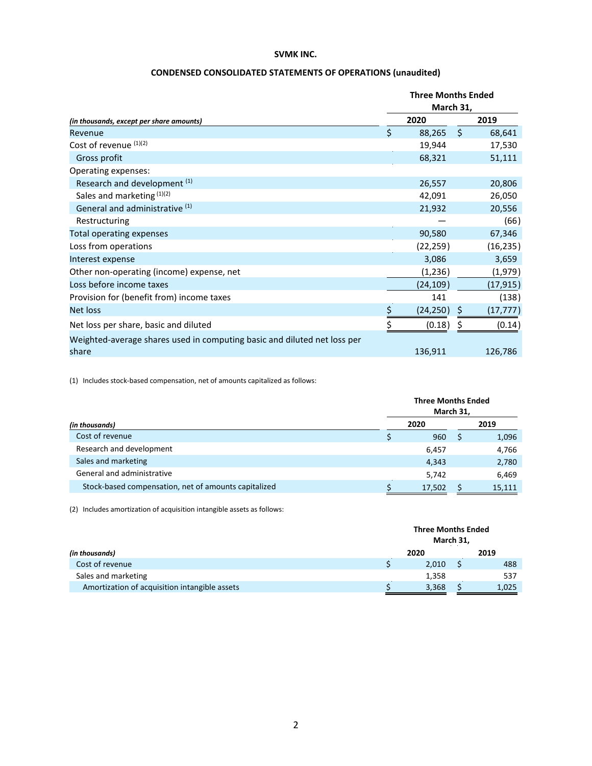**SVMK INC.**

**CONDENSED CONSOLIDATED STATEMENTS OF OPERATIONS (unaudited)**

| *(in thousands, except per share amounts)* | Three Months Ended March 31, 2020 | Three Months Ended March 31, 2019 |
|---|---|---|
| Revenue | $ 88,265 | $ 68,641 |
| Cost of revenue (1)(2) | 19,944 | 17,530 |
| Gross profit | 68,321 | 51,111 |
| Operating expenses: | | |
| Research and development (1) | 26,557 | 20,806 |
| Sales and marketing (1)(2) | 42,091 | 26,050 |
| General and administrative (1) | 21,932 | 20,556 |
| Restructuring | — | (66) |
| Total operating expenses | 90,580 | 67,346 |
| Loss from operations | (22,259) | (16,235) |
| Interest expense | 3,086 | 3,659 |
| Other non-operating (income) expense, net | (1,236) | (1,979) |
| Loss before income taxes | (24,109) | (17,915) |
| Provision for (benefit from) income taxes | 141 | (138) |
| Net loss | $ (24,250) | $ (17,777) |
| Net loss per share, basic and diluted | $ (0.18) | $ (0.14) |
| Weighted-average shares used in computing basic and diluted net loss per share | 136,911 | 126,786 |

(1) Includes stock-based compensation, net of amounts capitalized as follows:

| *(in thousands)* | Three Months Ended March 31, 2020 | Three Months Ended March 31, 2019 |
|---|---|---|
| Cost of revenue | $ 960 | $ 1,096 |
| Research and development | 6,457 | 4,766 |
| Sales and marketing | 4,343 | 2,780 |
| General and administrative | 5,742 | 6,469 |
| Stock-based compensation, net of amounts capitalized | $ 17,502 | $ 15,111 |

(2) Includes amortization of acquisition intangible assets as follows:

| *(in thousands)* | Three Months Ended March 31, 2020 | Three Months Ended March 31, 2019 |
|---|---|---|
| Cost of revenue | $ 2,010 | $ 488 |
| Sales and marketing | 1,358 | 537 |
| Amortization of acquisition intangible assets | $ 3,368 | $ 1,025 |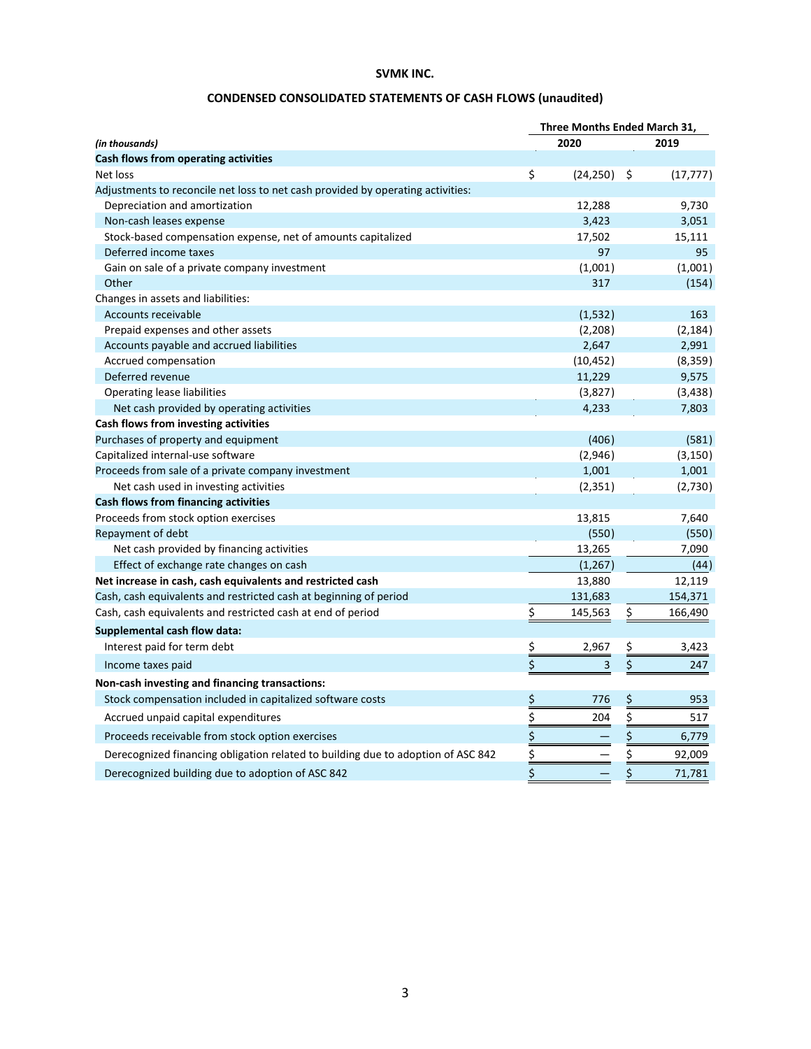**SVMK INC.**

**CONDENSED CONSOLIDATED STATEMENTS OF CASH FLOWS (unaudited)**

| *(in thousands)* | Three Months Ended March 31, 2020 | 2019 |
|---|---|---|
| **Cash flows from operating activities** | | |
| Net loss | $ (24,250) | $ (17,777) |
| Adjustments to reconcile net loss to net cash provided by operating activities: | | |
| Depreciation and amortization | 12,288 | 9,730 |
| Non-cash leases expense | 3,423 | 3,051 |
| Stock-based compensation expense, net of amounts capitalized | 17,502 | 15,111 |
| Deferred income taxes | 97 | 95 |
| Gain on sale of a private company investment | (1,001) | (1,001) |
| Other | 317 | (154) |
| Changes in assets and liabilities: | | |
| Accounts receivable | (1,532) | 163 |
| Prepaid expenses and other assets | (2,208) | (2,184) |
| Accounts payable and accrued liabilities | 2,647 | 2,991 |
| Accrued compensation | (10,452) | (8,359) |
| Deferred revenue | 11,229 | 9,575 |
| Operating lease liabilities | (3,827) | (3,438) |
| Net cash provided by operating activities | 4,233 | 7,803 |
| **Cash flows from investing activities** | | |
| Purchases of property and equipment | (406) | (581) |
| Capitalized internal-use software | (2,946) | (3,150) |
| Proceeds from sale of a private company investment | 1,001 | 1,001 |
| Net cash used in investing activities | (2,351) | (2,730) |
| **Cash flows from financing activities** | | |
| Proceeds from stock option exercises | 13,815 | 7,640 |
| Repayment of debt | (550) | (550) |
| Net cash provided by financing activities | 13,265 | 7,090 |
| Effect of exchange rate changes on cash | (1,267) | (44) |
| **Net increase in cash, cash equivalents and restricted cash** | 13,880 | 12,119 |
| Cash, cash equivalents and restricted cash at beginning of period | 131,683 | 154,371 |
| Cash, cash equivalents and restricted cash at end of period | $ 145,563 | $ 166,490 |
| **Supplemental cash flow data:** | | |
| Interest paid for term debt | $ 2,967 | $ 3,423 |
| Income taxes paid | $ 3 | $ 247 |
| **Non-cash investing and financing transactions:** | | |
| Stock compensation included in capitalized software costs | $ 776 | $ 953 |
| Accrued unpaid capital expenditures | $ 204 | $ 517 |
| Proceeds receivable from stock option exercises | $ — | $ 6,779 |
| Derecognized financing obligation related to building due to adoption of ASC 842 | $ — | $ 92,009 |
| Derecognized building due to adoption of ASC 842 | $ — | $ 71,781 |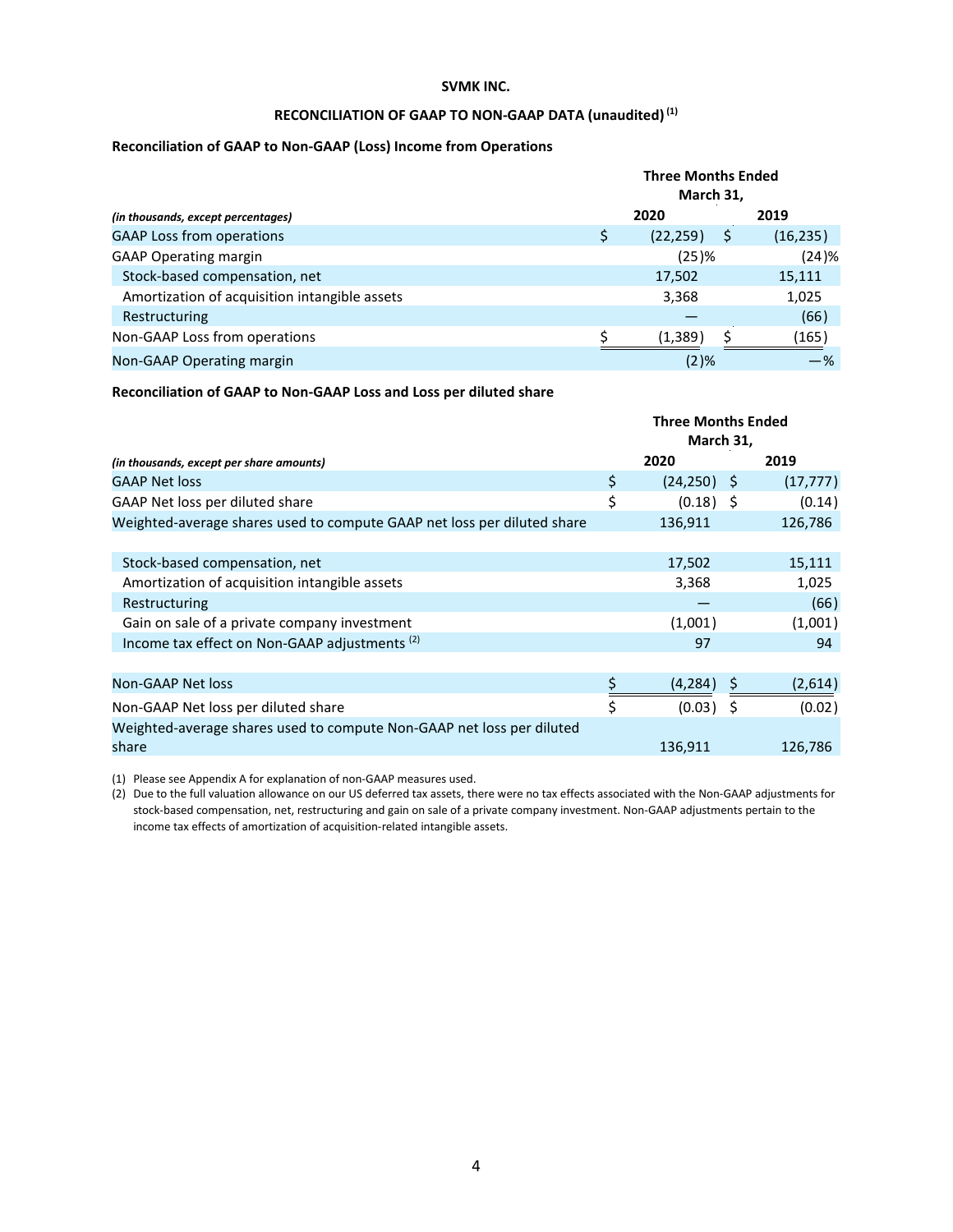**SVMK INC.**

**RECONCILIATION OF GAAP TO NON-GAAP DATA (unaudited) [(1)]**

**Reconciliation of GAAP to Non-GAAP (Loss) Income from Operations**

| *(in thousands, except percentages)* | Three Months Ended March 31, 2020 | Three Months Ended March 31, 2019 |
|---|---|---|
| GAAP Loss from operations | $ (22,259) | $ (16,235) |
| GAAP Operating margin | (25)% | (24)% |
| Stock-based compensation, net | 17,502 | 15,111 |
| Amortization of acquisition intangible assets | 3,368 | 1,025 |
| Restructuring | — | (66) |
| Non-GAAP Loss from operations | $ (1,389) | $ (165) |
| Non-GAAP Operating margin | (2)% | —% |

**Reconciliation of GAAP to Non-GAAP Loss and Loss per diluted share**

| *(in thousands, except per share amounts)* | Three Months Ended March 31, 2020 | Three Months Ended March 31, 2019 |
|---|---|---|
| GAAP Net loss | $ (24,250) | $ (17,777) |
| GAAP Net loss per diluted share | $ (0.18) | $ (0.14) |
| Weighted-average shares used to compute GAAP net loss per diluted share | 136,911 | 126,786 |
| | | |
| Stock-based compensation, net | 17,502 | 15,111 |
| Amortization of acquisition intangible assets | 3,368 | 1,025 |
| Restructuring | — | (66) |
| Gain on sale of a private company investment | (1,001) | (1,001) |
| Income tax effect on Non-GAAP adjustments [(2)] | 97 | 94 |
| | | |
| Non-GAAP Net loss | $ (4,284) | $ (2,614) |
| Non-GAAP Net loss per diluted share | $ (0.03) | $ (0.02) |
| Weighted-average shares used to compute Non-GAAP net loss per diluted share | 136,911 | 126,786 |

(1) Please see Appendix A for explanation of non-GAAP measures used.

(2) Due to the full valuation allowance on our US deferred tax assets, there were no tax effects associated with the Non-GAAP adjustments for stock-based compensation, net, restructuring and gain on sale of a private company investment. Non-GAAP adjustments pertain to the income tax effects of amortization of acquisition-related intangible assets.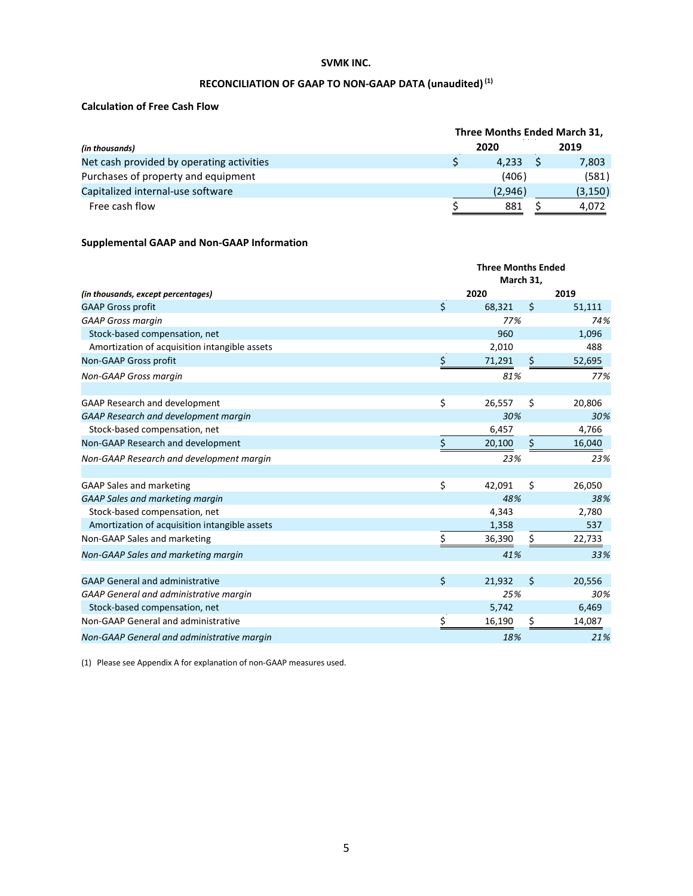**SVMK INC.**

**RECONCILIATION OF GAAP TO NON-GAAP DATA (unaudited) [(1)]**

**Calculation of Free Cash Flow**

| *(in thousands)* | Three Months Ended March 31, 2020 | 2019 |
|---|---|---|
| Net cash provided by operating activities | $ 4,233 | $ 7,803 |
| Purchases of property and equipment | (406) | (581) |
| Capitalized internal-use software | (2,946) | (3,150) |
| Free cash flow | $ 881 | $ 4,072 |

**Supplemental GAAP and Non-GAAP Information**

| *(in thousands, except percentages)* | Three Months Ended March 31, 2020 | 2019 |
|---|---|---|
| GAAP Gross profit | $ 68,321 | $ 51,111 |
| *GAAP Gross margin* | *77%* | *74%* |
| Stock-based compensation, net | 960 | 1,096 |
| Amortization of acquisition intangible assets | 2,010 | 488 |
| Non-GAAP Gross profit | $ 71,291 | $ 52,695 |
| *Non-GAAP Gross margin* | *81%* | *77%* |
| | | |
| GAAP Research and development | $ 26,557 | $ 20,806 |
| *GAAP Research and development margin* | *30%* | *30%* |
| Stock-based compensation, net | 6,457 | 4,766 |
| Non-GAAP Research and development | $ 20,100 | $ 16,040 |
| *Non-GAAP Research and development margin* | *23%* | *23%* |
| | | |
| GAAP Sales and marketing | $ 42,091 | $ 26,050 |
| *GAAP Sales and marketing margin* | *48%* | *38%* |
| Stock-based compensation, net | 4,343 | 2,780 |
| Amortization of acquisition intangible assets | 1,358 | 537 |
| Non-GAAP Sales and marketing | $ 36,390 | $ 22,733 |
| *Non-GAAP Sales and marketing margin* | *41%* | *33%* |
| | | |
| GAAP General and administrative | $ 21,932 | $ 20,556 |
| *GAAP General and administrative margin* | *25%* | *30%* |
| Stock-based compensation, net | 5,742 | 6,469 |
| Non-GAAP General and administrative | $ 16,190 | $ 14,087 |
| *Non-GAAP General and administrative margin* | *18%* | *21%* |

(1) Please see Appendix A for explanation of non-GAAP measures used.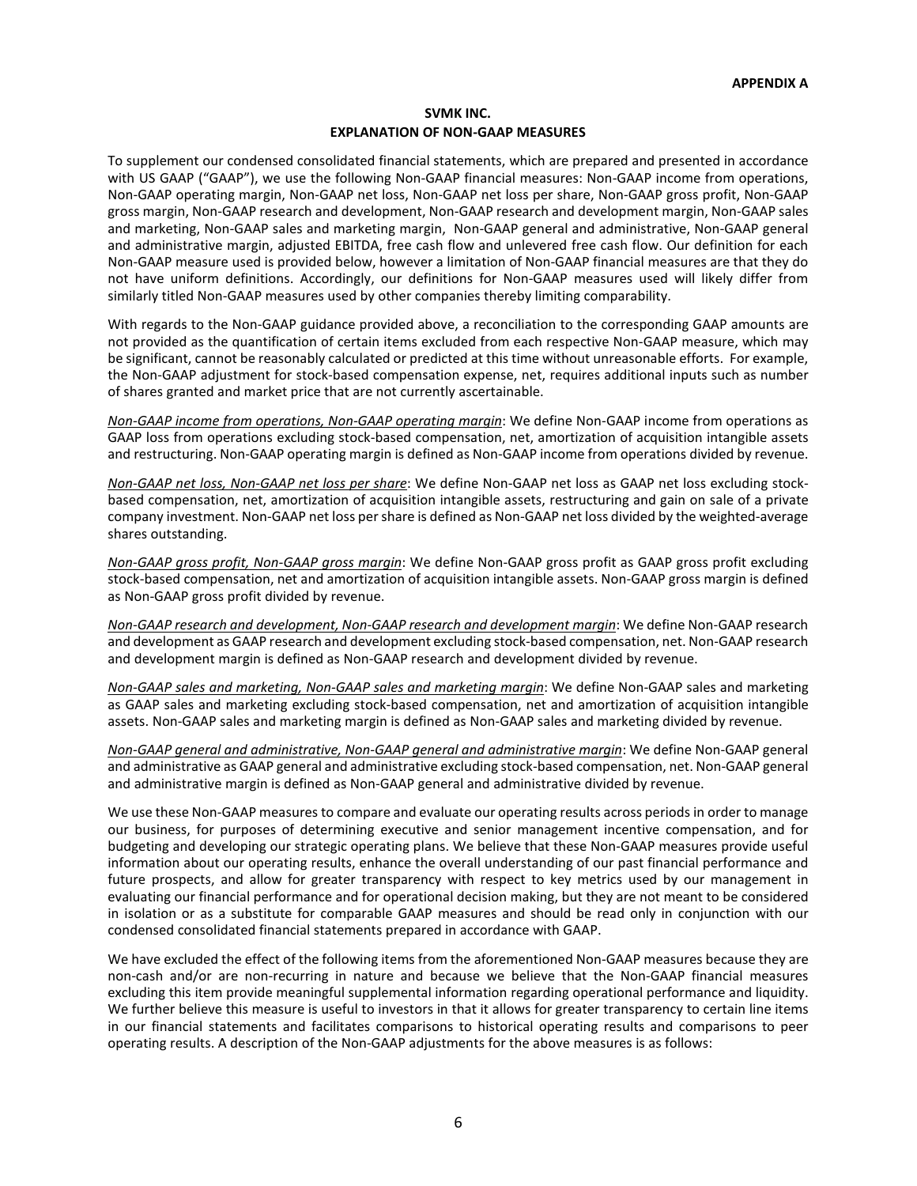**APPENDIX A**

## SVMK INC.
## EXPLANATION OF NON-GAAP MEASURES

To supplement our condensed consolidated financial statements, which are prepared and presented in accordance with US GAAP ("GAAP"), we use the following Non-GAAP financial measures: Non-GAAP income from operations, Non-GAAP operating margin, Non-GAAP net loss, Non-GAAP net loss per share, Non-GAAP gross profit, Non-GAAP gross margin, Non-GAAP research and development, Non-GAAP research and development margin, Non-GAAP sales and marketing, Non-GAAP sales and marketing margin, Non-GAAP general and administrative, Non-GAAP general and administrative margin, adjusted EBITDA, free cash flow and unlevered free cash flow. Our definition for each Non-GAAP measure used is provided below, however a limitation of Non-GAAP financial measures are that they do not have uniform definitions. Accordingly, our definitions for Non-GAAP measures used will likely differ from similarly titled Non-GAAP measures used by other companies thereby limiting comparability.

With regards to the Non-GAAP guidance provided above, a reconciliation to the corresponding GAAP amounts are not provided as the quantification of certain items excluded from each respective Non-GAAP measure, which may be significant, cannot be reasonably calculated or predicted at this time without unreasonable efforts. For example, the Non-GAAP adjustment for stock-based compensation expense, net, requires additional inputs such as number of shares granted and market price that are not currently ascertainable.

*Non-GAAP income from operations, Non-GAAP operating margin*: We define Non-GAAP income from operations as GAAP loss from operations excluding stock-based compensation, net, amortization of acquisition intangible assets and restructuring. Non-GAAP operating margin is defined as Non-GAAP income from operations divided by revenue.

*Non-GAAP net loss, Non-GAAP net loss per share*: We define Non-GAAP net loss as GAAP net loss excluding stock-based compensation, net, amortization of acquisition intangible assets, restructuring and gain on sale of a private company investment. Non-GAAP net loss per share is defined as Non-GAAP net loss divided by the weighted-average shares outstanding.

*Non-GAAP gross profit, Non-GAAP gross margin*: We define Non-GAAP gross profit as GAAP gross profit excluding stock-based compensation, net and amortization of acquisition intangible assets. Non-GAAP gross margin is defined as Non-GAAP gross profit divided by revenue.

*Non-GAAP research and development, Non-GAAP research and development margin*: We define Non-GAAP research and development as GAAP research and development excluding stock-based compensation, net. Non-GAAP research and development margin is defined as Non-GAAP research and development divided by revenue.

*Non-GAAP sales and marketing, Non-GAAP sales and marketing margin*: We define Non-GAAP sales and marketing as GAAP sales and marketing excluding stock-based compensation, net and amortization of acquisition intangible assets. Non-GAAP sales and marketing margin is defined as Non-GAAP sales and marketing divided by revenue.

*Non-GAAP general and administrative, Non-GAAP general and administrative margin*: We define Non-GAAP general and administrative as GAAP general and administrative excluding stock-based compensation, net. Non-GAAP general and administrative margin is defined as Non-GAAP general and administrative divided by revenue.

We use these Non-GAAP measures to compare and evaluate our operating results across periods in order to manage our business, for purposes of determining executive and senior management incentive compensation, and for budgeting and developing our strategic operating plans. We believe that these Non-GAAP measures provide useful information about our operating results, enhance the overall understanding of our past financial performance and future prospects, and allow for greater transparency with respect to key metrics used by our management in evaluating our financial performance and for operational decision making, but they are not meant to be considered in isolation or as a substitute for comparable GAAP measures and should be read only in conjunction with our condensed consolidated financial statements prepared in accordance with GAAP.

We have excluded the effect of the following items from the aforementioned Non-GAAP measures because they are non-cash and/or are non-recurring in nature and because we believe that the Non-GAAP financial measures excluding this item provide meaningful supplemental information regarding operational performance and liquidity. We further believe this measure is useful to investors in that it allows for greater transparency to certain line items in our financial statements and facilitates comparisons to historical operating results and comparisons to peer operating results. A description of the Non-GAAP adjustments for the above measures is as follows: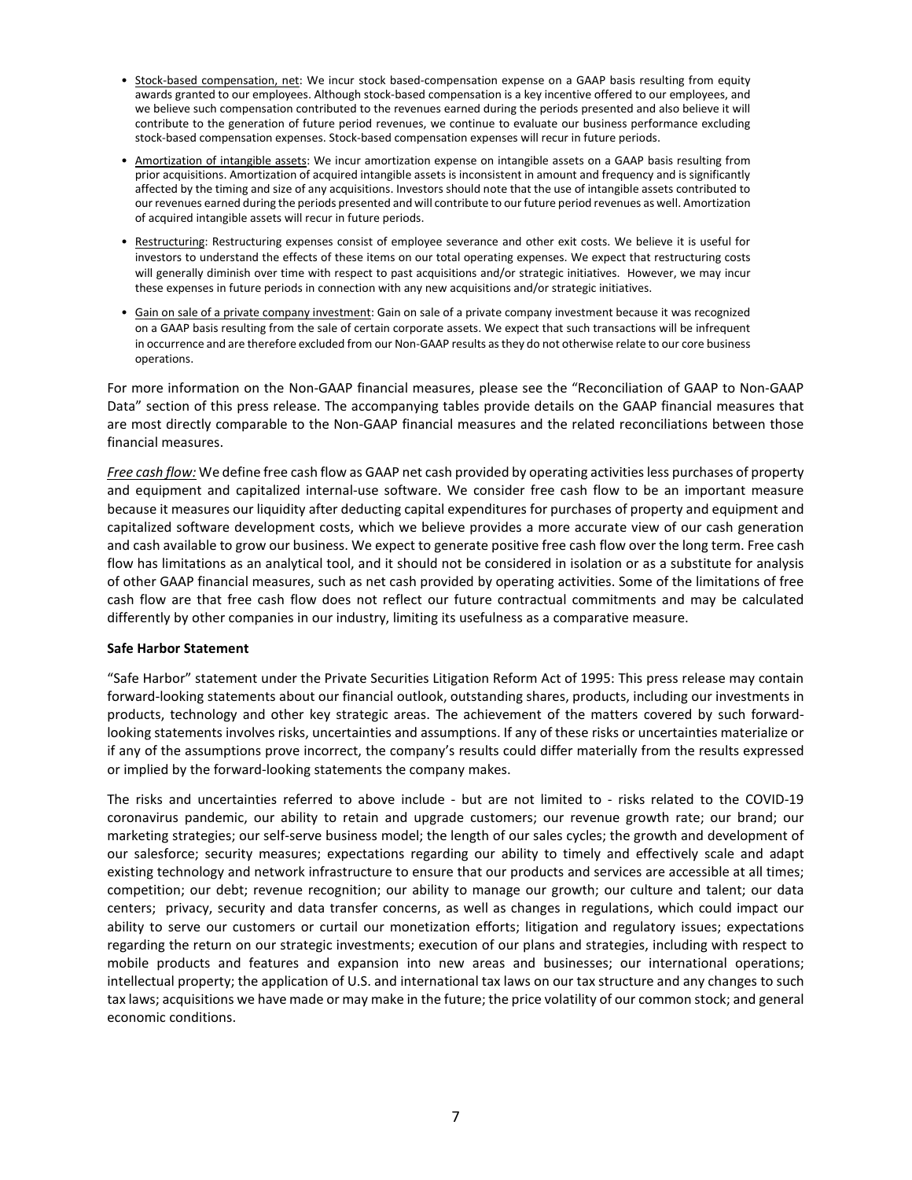- Stock-based compensation, net: We incur stock based-compensation expense on a GAAP basis resulting from equity awards granted to our employees. Although stock-based compensation is a key incentive offered to our employees, and we believe such compensation contributed to the revenues earned during the periods presented and also believe it will contribute to the generation of future period revenues, we continue to evaluate our business performance excluding stock-based compensation expenses. Stock-based compensation expenses will recur in future periods.
- Amortization of intangible assets: We incur amortization expense on intangible assets on a GAAP basis resulting from prior acquisitions. Amortization of acquired intangible assets is inconsistent in amount and frequency and is significantly affected by the timing and size of any acquisitions. Investors should note that the use of intangible assets contributed to our revenues earned during the periods presented and will contribute to our future period revenues as well. Amortization of acquired intangible assets will recur in future periods.
- Restructuring: Restructuring expenses consist of employee severance and other exit costs. We believe it is useful for investors to understand the effects of these items on our total operating expenses. We expect that restructuring costs will generally diminish over time with respect to past acquisitions and/or strategic initiatives. However, we may incur these expenses in future periods in connection with any new acquisitions and/or strategic initiatives.
- Gain on sale of a private company investment: Gain on sale of a private company investment because it was recognized on a GAAP basis resulting from the sale of certain corporate assets. We expect that such transactions will be infrequent in occurrence and are therefore excluded from our Non-GAAP results as they do not otherwise relate to our core business operations.

For more information on the Non-GAAP financial measures, please see the "Reconciliation of GAAP to Non-GAAP Data" section of this press release. The accompanying tables provide details on the GAAP financial measures that are most directly comparable to the Non-GAAP financial measures and the related reconciliations between those financial measures.

*Free cash flow:* We define free cash flow as GAAP net cash provided by operating activities less purchases of property and equipment and capitalized internal-use software. We consider free cash flow to be an important measure because it measures our liquidity after deducting capital expenditures for purchases of property and equipment and capitalized software development costs, which we believe provides a more accurate view of our cash generation and cash available to grow our business. We expect to generate positive free cash flow over the long term. Free cash flow has limitations as an analytical tool, and it should not be considered in isolation or as a substitute for analysis of other GAAP financial measures, such as net cash provided by operating activities. Some of the limitations of free cash flow are that free cash flow does not reflect our future contractual commitments and may be calculated differently by other companies in our industry, limiting its usefulness as a comparative measure.

**Safe Harbor Statement**

"Safe Harbor" statement under the Private Securities Litigation Reform Act of 1995: This press release may contain forward-looking statements about our financial outlook, outstanding shares, products, including our investments in products, technology and other key strategic areas. The achievement of the matters covered by such forward-looking statements involves risks, uncertainties and assumptions. If any of these risks or uncertainties materialize or if any of the assumptions prove incorrect, the company's results could differ materially from the results expressed or implied by the forward-looking statements the company makes.

The risks and uncertainties referred to above include - but are not limited to - risks related to the COVID-19 coronavirus pandemic, our ability to retain and upgrade customers; our revenue growth rate; our brand; our marketing strategies; our self-serve business model; the length of our sales cycles; the growth and development of our salesforce; security measures; expectations regarding our ability to timely and effectively scale and adapt existing technology and network infrastructure to ensure that our products and services are accessible at all times; competition; our debt; revenue recognition; our ability to manage our growth; our culture and talent; our data centers; privacy, security and data transfer concerns, as well as changes in regulations, which could impact our ability to serve our customers or curtail our monetization efforts; litigation and regulatory issues; expectations regarding the return on our strategic investments; execution of our plans and strategies, including with respect to mobile products and features and expansion into new areas and businesses; our international operations; intellectual property; the application of U.S. and international tax laws on our tax structure and any changes to such tax laws; acquisitions we have made or may make in the future; the price volatility of our common stock; and general economic conditions.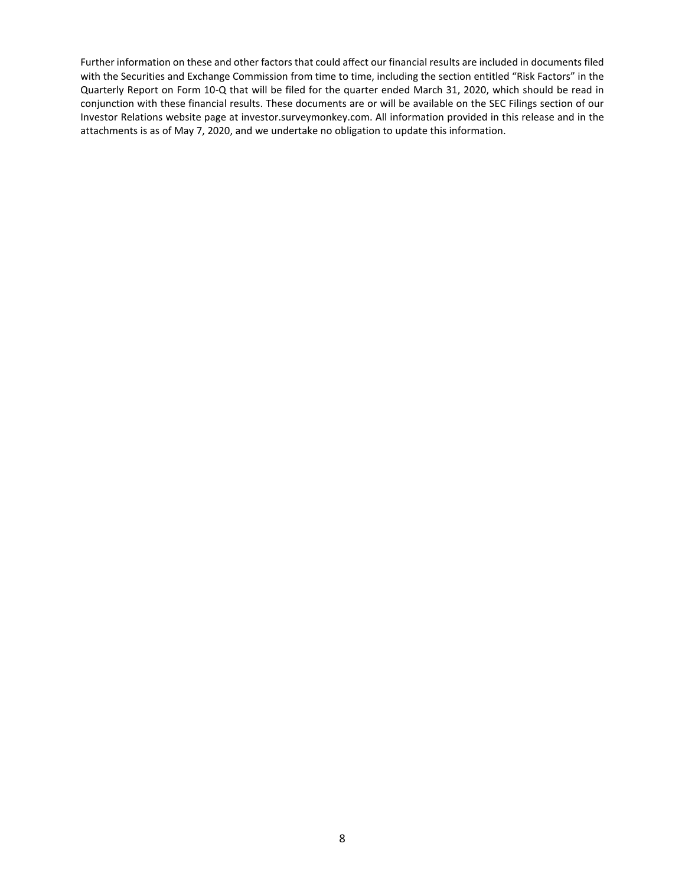Further information on these and other factors that could affect our financial results are included in documents filed with the Securities and Exchange Commission from time to time, including the section entitled "Risk Factors" in the Quarterly Report on Form 10-Q that will be filed for the quarter ended March 31, 2020, which should be read in conjunction with these financial results. These documents are or will be available on the SEC Filings section of our Investor Relations website page at investor.surveymonkey.com. All information provided in this release and in the attachments is as of May 7, 2020, and we undertake no obligation to update this information.